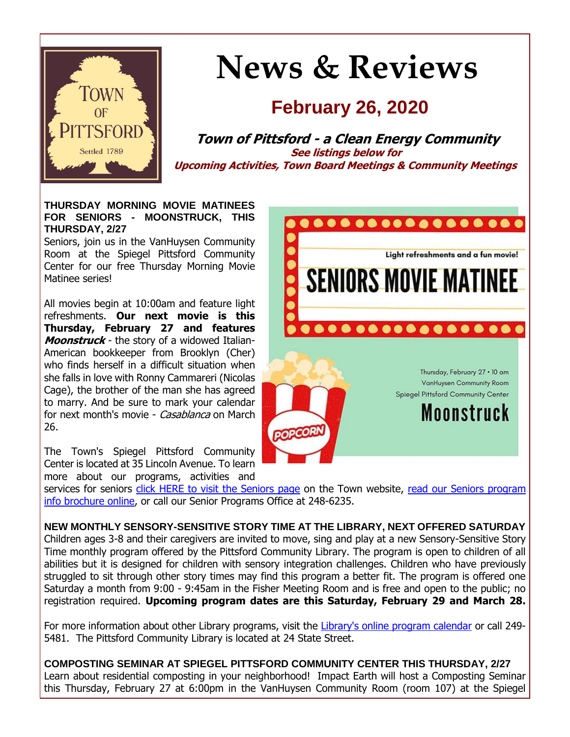# News & Reviews

## February 26, 2020

**Town of Pittsford - a Clean Energy Community**

**See listings below for Upcoming Activities, Town Board Meetings & Community Meetings**

**THURSDAY MORNING MOVIE MATINEES FOR SENIORS - MOONSTRUCK, THIS THURSDAY, 2/27**

Seniors, join us in the VanHuysen Community Room at the Spiegel Pittsford Community Center for our free Thursday Morning Movie Matinee series!

All movies begin at 10:00am and feature light refreshments. **Our next movie is this Thursday, February 27 and features *Moonstruck*** - the story of a widowed Italian-American bookkeeper from Brooklyn (Cher) who finds herself in a difficult situation when she falls in love with Ronny Cammareri (Nicolas Cage), the brother of the man she has agreed to marry. And be sure to mark your calendar for next month's movie - *Casablanca* on March 26.

The Town's Spiegel Pittsford Community Center is located at 35 Lincoln Avenue. To learn more about our programs, activities and services for seniors click HERE to visit the Seniors page on the Town website, read our Seniors program info brochure online, or call our Senior Programs Office at 248-6235.

**NEW MONTHLY SENSORY-SENSITIVE STORY TIME AT THE LIBRARY, NEXT OFFERED SATURDAY**

Children ages 3-8 and their caregivers are invited to move, sing and play at a new Sensory-Sensitive Story Time monthly program offered by the Pittsford Community Library. The program is open to children of all abilities but it is designed for children with sensory integration challenges. Children who have previously struggled to sit through other story times may find this program a better fit. The program is offered one Saturday a month from 9:00 - 9:45am in the Fisher Meeting Room and is free and open to the public; no registration required. **Upcoming program dates are this Saturday, February 29 and March 28.**

For more information about other Library programs, visit the Library's online program calendar or call 249-5481. The Pittsford Community Library is located at 24 State Street.

**COMPOSTING SEMINAR AT SPIEGEL PITTSFORD COMMUNITY CENTER THIS THURSDAY, 2/27**

Learn about residential composting in your neighborhood! Impact Earth will host a Composting Seminar this Thursday, February 27 at 6:00pm in the VanHuysen Community Room (room 107) at the Spiegel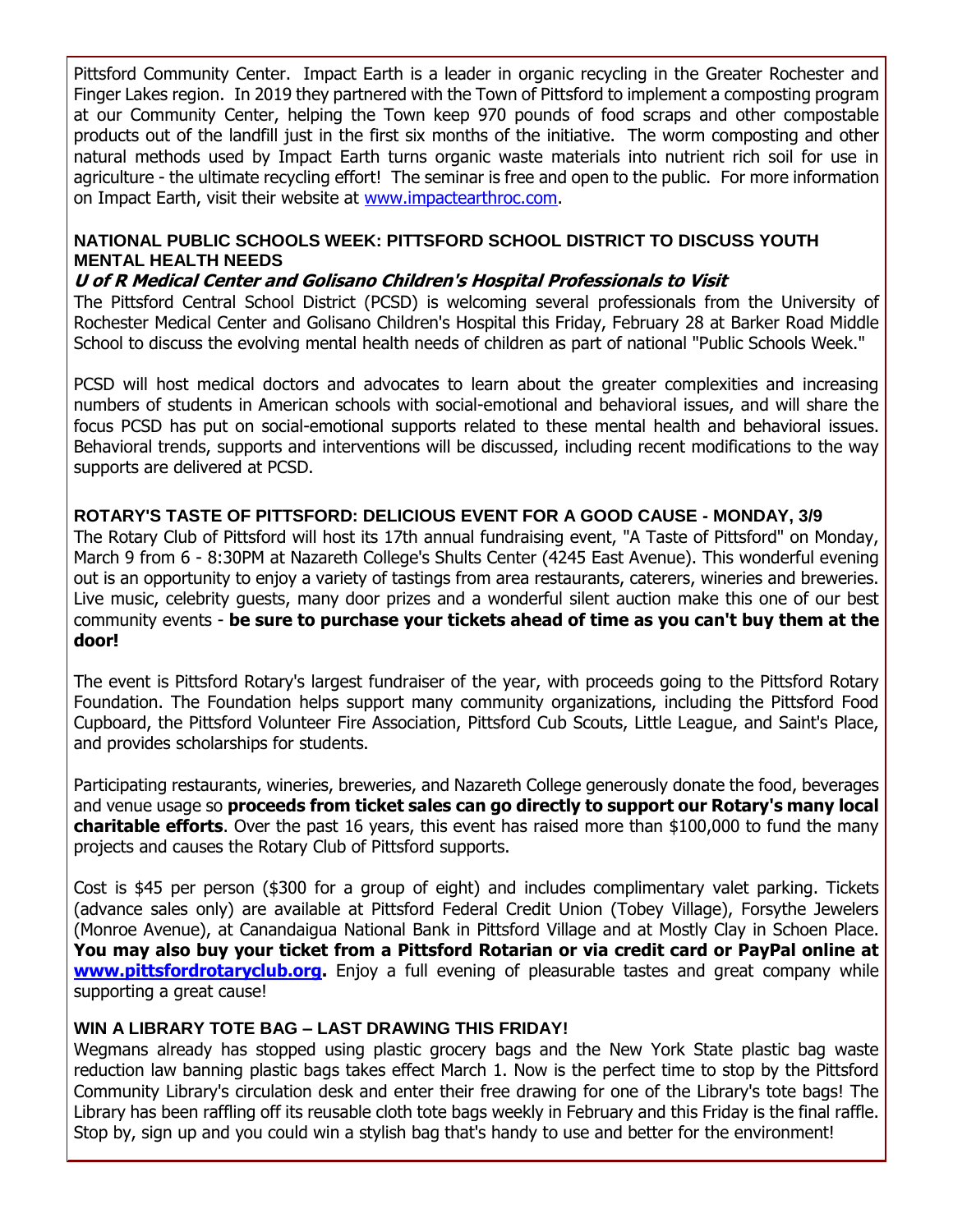Pittsford Community Center. Impact Earth is a leader in organic recycling in the Greater Rochester and Finger Lakes region. In 2019 they partnered with the Town of Pittsford to implement a composting program at our Community Center, helping the Town keep 970 pounds of food scraps and other compostable products out of the landfill just in the first six months of the initiative. The worm composting and other natural methods used by Impact Earth turns organic waste materials into nutrient rich soil for use in agriculture - the ultimate recycling effort! The seminar is free and open to the public. For more information on Impact Earth, visit their website at [www.impactearthroc.com](www.impactearthroc.com).

### NATIONAL PUBLIC SCHOOLS WEEK: PITTSFORD SCHOOL DISTRICT TO DISCUSS YOUTH MENTAL HEALTH NEEDS

***U of R Medical Center and Golisano Children's Hospital Professionals to Visit***

The Pittsford Central School District (PCSD) is welcoming several professionals from the University of Rochester Medical Center and Golisano Children's Hospital this Friday, February 28 at Barker Road Middle School to discuss the evolving mental health needs of children as part of national "Public Schools Week."

PCSD will host medical doctors and advocates to learn about the greater complexities and increasing numbers of students in American schools with social-emotional and behavioral issues, and will share the focus PCSD has put on social-emotional supports related to these mental health and behavioral issues. Behavioral trends, supports and interventions will be discussed, including recent modifications to the way supports are delivered at PCSD.

### ROTARY'S TASTE OF PITTSFORD: DELICIOUS EVENT FOR A GOOD CAUSE - MONDAY, 3/9

The Rotary Club of Pittsford will host its 17th annual fundraising event, "A Taste of Pittsford" on Monday, March 9 from 6 - 8:30PM at Nazareth College's Shults Center (4245 East Avenue). This wonderful evening out is an opportunity to enjoy a variety of tastings from area restaurants, caterers, wineries and breweries. Live music, celebrity guests, many door prizes and a wonderful silent auction make this one of our best community events - **be sure to purchase your tickets ahead of time as you can't buy them at the door!**

The event is Pittsford Rotary's largest fundraiser of the year, with proceeds going to the Pittsford Rotary Foundation. The Foundation helps support many community organizations, including the Pittsford Food Cupboard, the Pittsford Volunteer Fire Association, Pittsford Cub Scouts, Little League, and Saint's Place, and provides scholarships for students.

Participating restaurants, wineries, breweries, and Nazareth College generously donate the food, beverages and venue usage so **proceeds from ticket sales can go directly to support our Rotary's many local charitable efforts**. Over the past 16 years, this event has raised more than $100,000 to fund the many projects and causes the Rotary Club of Pittsford supports.

Cost is $45 per person ($300 for a group of eight) and includes complimentary valet parking. Tickets (advance sales only) are available at Pittsford Federal Credit Union (Tobey Village), Forsythe Jewelers (Monroe Avenue), at Canandaigua National Bank in Pittsford Village and at Mostly Clay in Schoen Place. **You may also buy your ticket from a Pittsford Rotarian or via credit card or PayPal online at [www.pittsfordrotaryclub.org](www.pittsfordrotaryclub.org).** Enjoy a full evening of pleasurable tastes and great company while supporting a great cause!

### WIN A LIBRARY TOTE BAG – LAST DRAWING THIS FRIDAY!

Wegmans already has stopped using plastic grocery bags and the New York State plastic bag waste reduction law banning plastic bags takes effect March 1. Now is the perfect time to stop by the Pittsford Community Library's circulation desk and enter their free drawing for one of the Library's tote bags! The Library has been raffling off its reusable cloth tote bags weekly in February and this Friday is the final raffle. Stop by, sign up and you could win a stylish bag that's handy to use and better for the environment!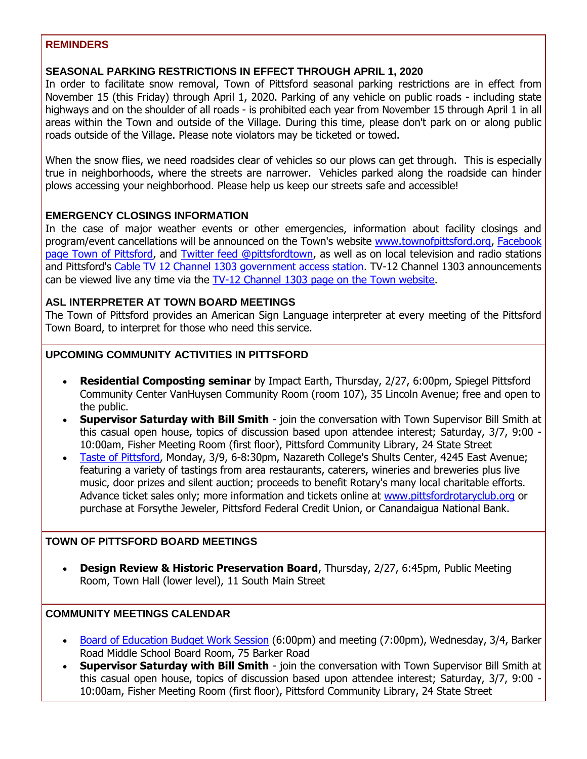## REMINDERS

### SEASONAL PARKING RESTRICTIONS IN EFFECT THROUGH APRIL 1, 2020

In order to facilitate snow removal, Town of Pittsford seasonal parking restrictions are in effect from November 15 (this Friday) through April 1, 2020. Parking of any vehicle on public roads - including state highways and on the shoulder of all roads - is prohibited each year from November 15 through April 1 in all areas within the Town and outside of the Village. During this time, please don't park on or along public roads outside of the Village. Please note violators may be ticketed or towed.

When the snow flies, we need roadsides clear of vehicles so our plows can get through. This is especially true in neighborhoods, where the streets are narrower. Vehicles parked along the roadside can hinder plows accessing your neighborhood. Please help us keep our streets safe and accessible!

### EMERGENCY CLOSINGS INFORMATION

In the case of major weather events or other emergencies, information about facility closings and program/event cancellations will be announced on the Town's website www.townofpittsford.org, Facebook page Town of Pittsford, and Twitter feed @pittsfordtown, as well as on local television and radio stations and Pittsford's Cable TV 12 Channel 1303 government access station. TV-12 Channel 1303 announcements can be viewed live any time via the TV-12 Channel 1303 page on the Town website.

### ASL INTERPRETER AT TOWN BOARD MEETINGS

The Town of Pittsford provides an American Sign Language interpreter at every meeting of the Pittsford Town Board, to interpret for those who need this service.

## UPCOMING COMMUNITY ACTIVITIES IN PITTSFORD

- **Residential Composting seminar** by Impact Earth, Thursday, 2/27, 6:00pm, Spiegel Pittsford Community Center VanHuysen Community Room (room 107), 35 Lincoln Avenue; free and open to the public.
- **Supervisor Saturday with Bill Smith** - join the conversation with Town Supervisor Bill Smith at this casual open house, topics of discussion based upon attendee interest; Saturday, 3/7, 9:00 - 10:00am, Fisher Meeting Room (first floor), Pittsford Community Library, 24 State Street
- Taste of Pittsford, Monday, 3/9, 6-8:30pm, Nazareth College's Shults Center, 4245 East Avenue; featuring a variety of tastings from area restaurants, caterers, wineries and breweries plus live music, door prizes and silent auction; proceeds to benefit Rotary's many local charitable efforts. Advance ticket sales only; more information and tickets online at www.pittsfordrotaryclub.org or purchase at Forsythe Jeweler, Pittsford Federal Credit Union, or Canandaigua National Bank.

## TOWN OF PITTSFORD BOARD MEETINGS

- **Design Review & Historic Preservation Board**, Thursday, 2/27, 6:45pm, Public Meeting Room, Town Hall (lower level), 11 South Main Street

## COMMUNITY MEETINGS CALENDAR

- Board of Education Budget Work Session (6:00pm) and meeting (7:00pm), Wednesday, 3/4, Barker Road Middle School Board Room, 75 Barker Road
- **Supervisor Saturday with Bill Smith** - join the conversation with Town Supervisor Bill Smith at this casual open house, topics of discussion based upon attendee interest; Saturday, 3/7, 9:00 - 10:00am, Fisher Meeting Room (first floor), Pittsford Community Library, 24 State Street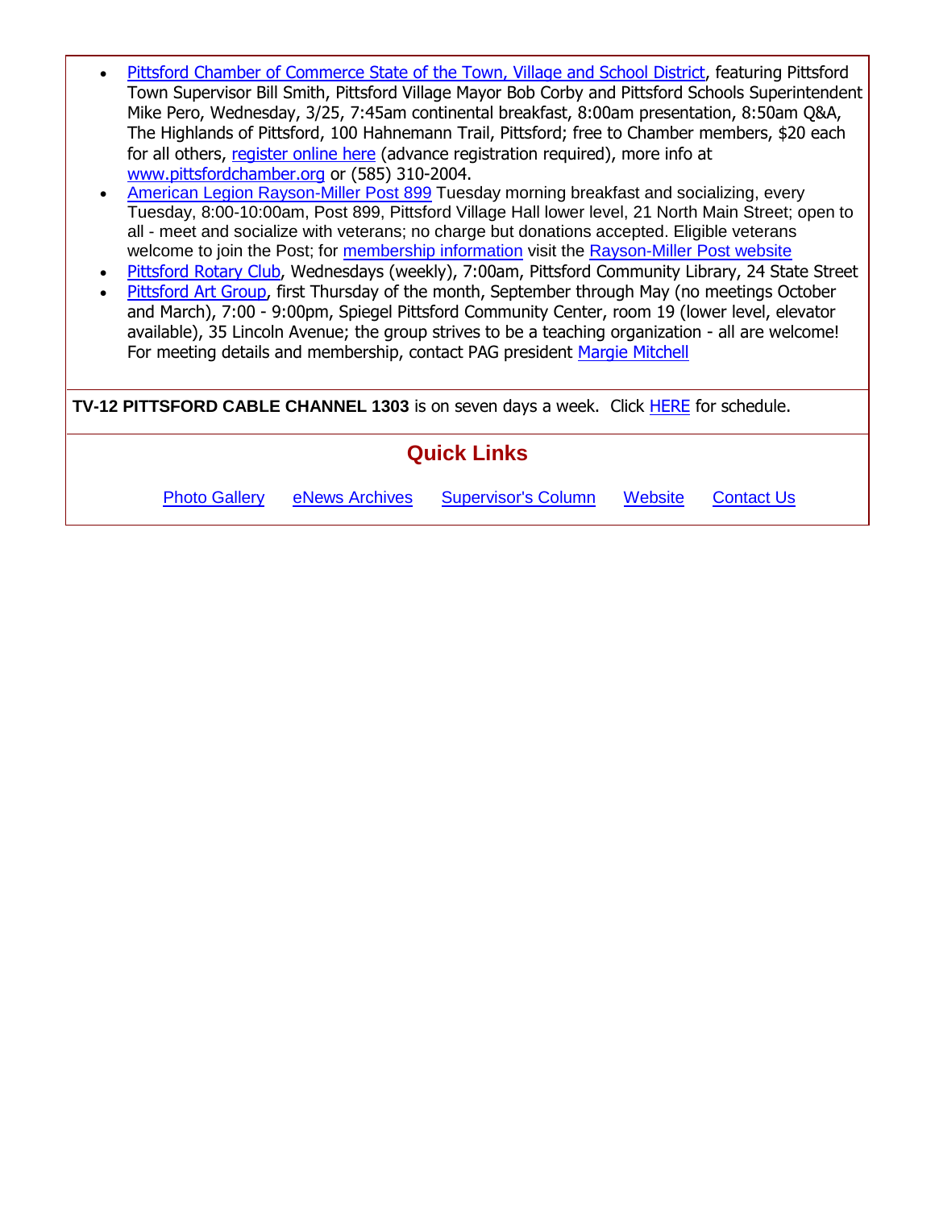- Pittsford Chamber of Commerce State of the Town, Village and School District, featuring Pittsford Town Supervisor Bill Smith, Pittsford Village Mayor Bob Corby and Pittsford Schools Superintendent Mike Pero, Wednesday, 3/25, 7:45am continental breakfast, 8:00am presentation, 8:50am Q&A, The Highlands of Pittsford, 100 Hahnemann Trail, Pittsford; free to Chamber members, $20 each for all others, register online here (advance registration required), more info at www.pittsfordchamber.org or (585) 310-2004.
- American Legion Rayson-Miller Post 899 Tuesday morning breakfast and socializing, every Tuesday, 8:00-10:00am, Post 899, Pittsford Village Hall lower level, 21 North Main Street; open to all - meet and socialize with veterans; no charge but donations accepted. Eligible veterans welcome to join the Post; for membership information visit the Rayson-Miller Post website
- Pittsford Rotary Club, Wednesdays (weekly), 7:00am, Pittsford Community Library, 24 State Street
- Pittsford Art Group, first Thursday of the month, September through May (no meetings October and March), 7:00 - 9:00pm, Spiegel Pittsford Community Center, room 19 (lower level, elevator available), 35 Lincoln Avenue; the group strives to be a teaching organization - all are welcome! For meeting details and membership, contact PAG president Margie Mitchell

**TV-12 PITTSFORD CABLE CHANNEL 1303** is on seven days a week. Click HERE for schedule.

## Quick Links

Photo Gallery | eNews Archives | Supervisor's Column | Website | Contact Us